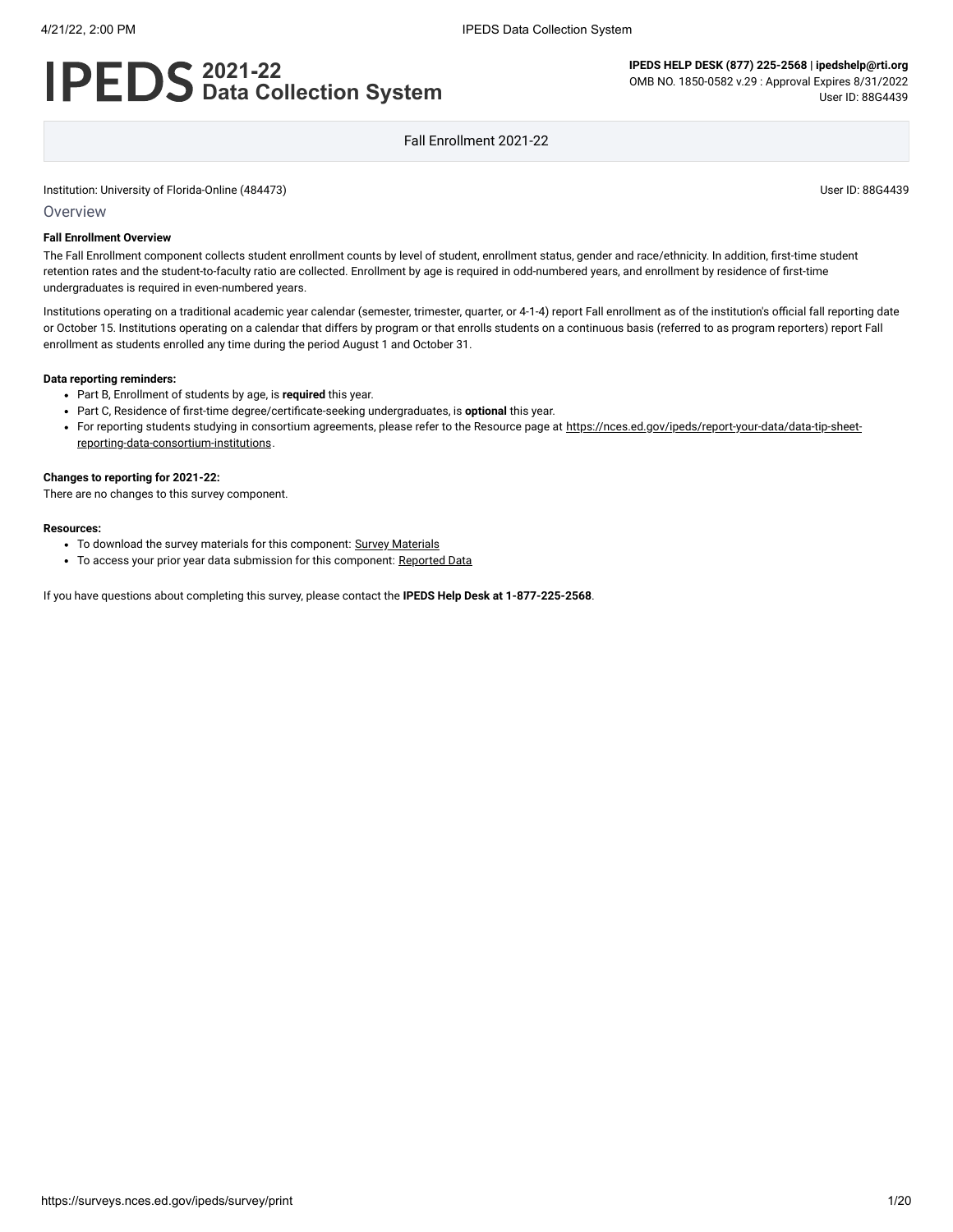# IPEDS 2021-22 Data Collection System

**IPEDS HELP DESK (877) 225-2568 | ipedshelp@rti.org**
OMB NO. 1850-0582 v.29 : Approval Expires 8/31/2022
User ID: 88G4439

Fall Enrollment 2021-22

Institution: University of Florida-Online (484473)

User ID: 88G4439

## Overview

**Fall Enrollment Overview**

The Fall Enrollment component collects student enrollment counts by level of student, enrollment status, gender and race/ethnicity. In addition, first-time student retention rates and the student-to-faculty ratio are collected. Enrollment by age is required in odd-numbered years, and enrollment by residence of first-time undergraduates is required in even-numbered years.

Institutions operating on a traditional academic year calendar (semester, trimester, quarter, or 4-1-4) report Fall enrollment as of the institution's official fall reporting date or October 15. Institutions operating on a calendar that differs by program or that enrolls students on a continuous basis (referred to as program reporters) report Fall enrollment as students enrolled any time during the period August 1 and October 31.

**Data reporting reminders:**

- Part B, Enrollment of students by age, is **required** this year.
- Part C, Residence of first-time degree/certificate-seeking undergraduates, is **optional** this year.
- For reporting students studying in consortium agreements, please refer to the Resource page at https://nces.ed.gov/ipeds/report-your-data/data-tip-sheet-reporting-data-consortium-institutions.

**Changes to reporting for 2021-22:**

There are no changes to this survey component.

**Resources:**

- To download the survey materials for this component: Survey Materials
- To access your prior year data submission for this component: Reported Data

If you have questions about completing this survey, please contact the **IPEDS Help Desk at 1-877-225-2568**.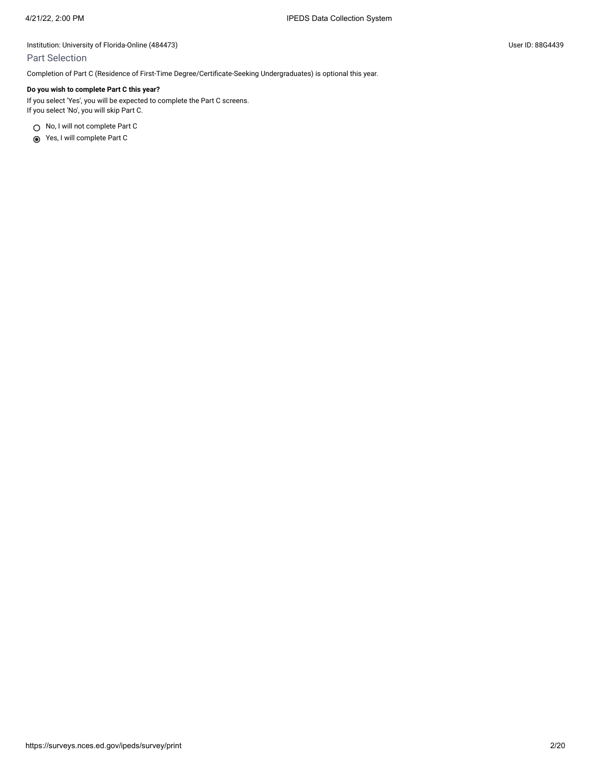Institution: University of Florida-Online (484473)

User ID: 88G4439

## Part Selection

Completion of Part C (Residence of First-Time Degree/Certificate-Seeking Undergraduates) is optional this year.

**Do you wish to complete Part C this year?**

If you select 'Yes', you will be expected to complete the Part C screens.
If you select 'No', you will skip Part C.

- ○ No, I will not complete Part C
- ◉ Yes, I will complete Part C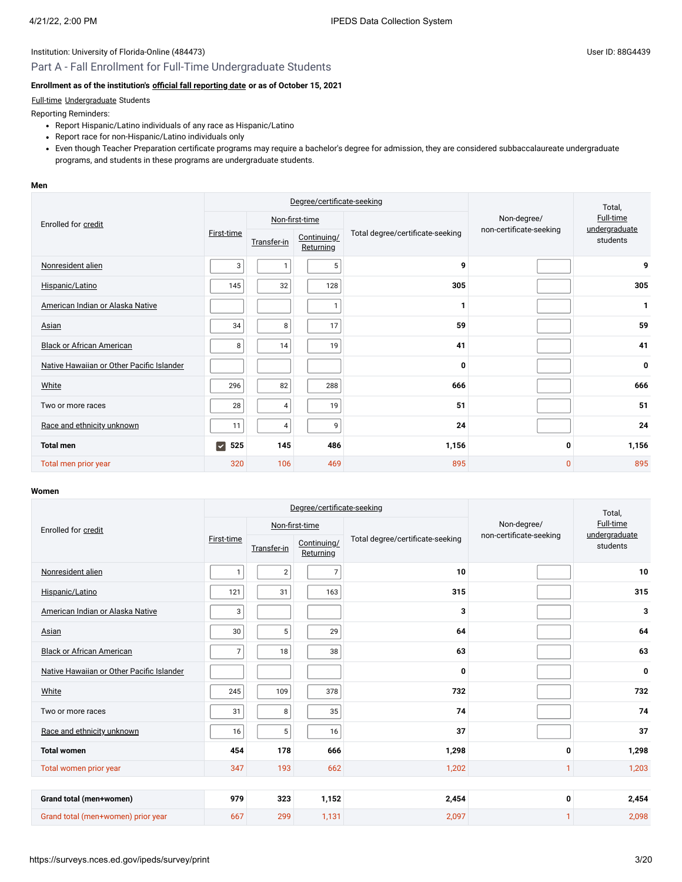Institution: University of Florida-Online (484473)

User ID: 88G4439

## Part A - Fall Enrollment for Full-Time Undergraduate Students

**Enrollment as of the institution's official fall reporting date or as of October 15, 2021**

Full-time Undergraduate Students

Reporting Reminders:

- Report Hispanic/Latino individuals of any race as Hispanic/Latino
- Report race for non-Hispanic/Latino individuals only
- Even though Teacher Preparation certificate programs may require a bachelor's degree for admission, they are considered subbaccalaureate undergraduate programs, and students in these programs are undergraduate students.

**Men**

| Enrolled for credit | Degree/certificate-seeking | | | | Non-degree/ non-certificate-seeking | Total, Full-time undergraduate students |
|---|---|---|---|---|---|---|
| | First-time | Non-first-time: Transfer-in | Non-first-time: Continuing/ Returning | Total degree/certificate-seeking | | |
| Nonresident alien | 3 | 1 | 5 | **9** | | **9** |
| Hispanic/Latino | 145 | 32 | 128 | **305** | | **305** |
| American Indian or Alaska Native | | | 1 | **1** | | **1** |
| Asian | 34 | 8 | 17 | **59** | | **59** |
| Black or African American | 8 | 14 | 19 | **41** | | **41** |
| Native Hawaiian or Other Pacific Islander | | | | **0** | | **0** |
| White | 296 | 82 | 288 | **666** | | **666** |
| Two or more races | 28 | 4 | 19 | **51** | | **51** |
| Race and ethnicity unknown | 11 | 4 | 9 | **24** | | **24** |
| **Total men** | **525** | **145** | **486** | **1,156** | **0** | **1,156** |
| Total men prior year | 320 | 106 | 469 | 895 | 0 | 895 |

**Women**

| Enrolled for credit | Degree/certificate-seeking | | | | Non-degree/ non-certificate-seeking | Total, Full-time undergraduate students |
|---|---|---|---|---|---|---|
| | First-time | Non-first-time: Transfer-in | Non-first-time: Continuing/ Returning | Total degree/certificate-seeking | | |
| Nonresident alien | 1 | 2 | 7 | **10** | | **10** |
| Hispanic/Latino | 121 | 31 | 163 | **315** | | **315** |
| American Indian or Alaska Native | 3 | | | **3** | | **3** |
| Asian | 30 | 5 | 29 | **64** | | **64** |
| Black or African American | 7 | 18 | 38 | **63** | | **63** |
| Native Hawaiian or Other Pacific Islander | | | | **0** | | **0** |
| White | 245 | 109 | 378 | **732** | | **732** |
| Two or more races | 31 | 8 | 35 | **74** | | **74** |
| Race and ethnicity unknown | 16 | 5 | 16 | **37** | | **37** |
| **Total women** | **454** | **178** | **666** | **1,298** | **0** | **1,298** |
| Total women prior year | 347 | 193 | 662 | 1,202 | 1 | 1,203 |

| | First-time | Transfer-in | Continuing/ Returning | Total degree/certificate-seeking | Non-degree/ non-certificate-seeking | Total |
|---|---|---|---|---|---|---|
| **Grand total (men+women)** | **979** | **323** | **1,152** | **2,454** | **0** | **2,454** |
| Grand total (men+women) prior year | 667 | 299 | 1,131 | 2,097 | 1 | 2,098 |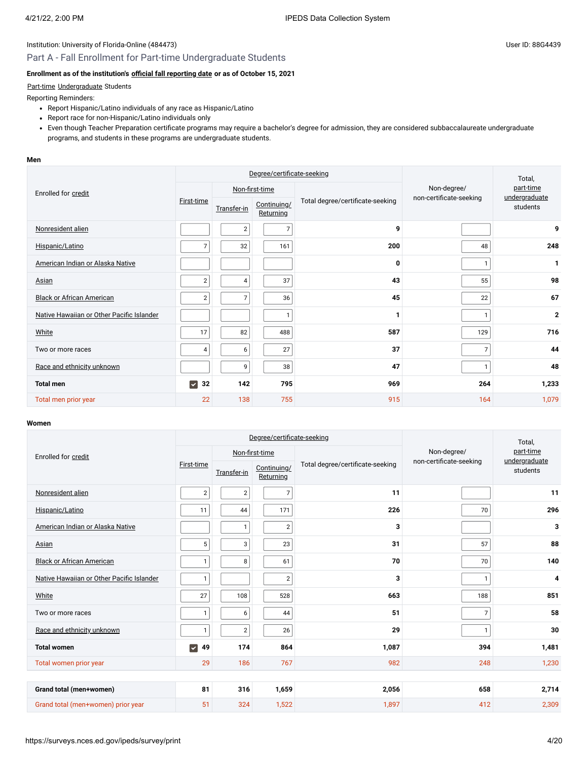Institution: University of Florida-Online (484473)

User ID: 88G4439

## Part A - Fall Enrollment for Part-time Undergraduate Students

**Enrollment as of the institution's official fall reporting date or as of October 15, 2021**

Part-time Undergraduate Students

Reporting Reminders:

- Report Hispanic/Latino individuals of any race as Hispanic/Latino
- Report race for non-Hispanic/Latino individuals only
- Even though Teacher Preparation certificate programs may require a bachelor's degree for admission, they are considered subbaccalaureate undergraduate programs, and students in these programs are undergraduate students.

### Men

| Enrolled for credit | Degree/certificate-seeking | | | | Non-degree/ non-certificate-seeking | Total, part-time undergraduate students |
|---|---|---|---|---|---|---|
| | First-time | Non-first-time | | Total degree/certificate-seeking | | |
| | | Transfer-in | Continuing/ Returning | | | |
| Nonresident alien | | 2 | 7 | 9 | | 9 |
| Hispanic/Latino | 7 | 32 | 161 | 200 | 48 | 248 |
| American Indian or Alaska Native | | | | 0 | 1 | 1 |
| Asian | 2 | 4 | 37 | 43 | 55 | 98 |
| Black or African American | 2 | 7 | 36 | 45 | 22 | 67 |
| Native Hawaiian or Other Pacific Islander | | | 1 | 1 | 1 | 2 |
| White | 17 | 82 | 488 | 587 | 129 | 716 |
| Two or more races | 4 | 6 | 27 | 37 | 7 | 44 |
| Race and ethnicity unknown | | 9 | 38 | 47 | 1 | 48 |
| **Total men** | **32** | **142** | **795** | **969** | **264** | **1,233** |
| Total men prior year | 22 | 138 | 755 | 915 | 164 | 1,079 |

### Women

| Enrolled for credit | Degree/certificate-seeking | | | | Non-degree/ non-certificate-seeking | Total, part-time undergraduate students |
|---|---|---|---|---|---|---|
| | First-time | Non-first-time | | Total degree/certificate-seeking | | |
| | | Transfer-in | Continuing/ Returning | | | |
| Nonresident alien | 2 | 2 | 7 | 11 | | 11 |
| Hispanic/Latino | 11 | 44 | 171 | 226 | 70 | 296 |
| American Indian or Alaska Native | | 1 | 2 | 3 | | 3 |
| Asian | 5 | 3 | 23 | 31 | 57 | 88 |
| Black or African American | 1 | 8 | 61 | 70 | 70 | 140 |
| Native Hawaiian or Other Pacific Islander | 1 | | 2 | 3 | 1 | 4 |
| White | 27 | 108 | 528 | 663 | 188 | 851 |
| Two or more races | 1 | 6 | 44 | 51 | 7 | 58 |
| Race and ethnicity unknown | 1 | 2 | 26 | 29 | 1 | 30 |
| **Total women** | **49** | **174** | **864** | **1,087** | **394** | **1,481** |
| Total women prior year | 29 | 186 | 767 | 982 | 248 | 1,230 |
| | | | | | | |
| **Grand total (men+women)** | **81** | **316** | **1,659** | **2,056** | **658** | **2,714** |
| Grand total (men+women) prior year | 51 | 324 | 1,522 | 1,897 | 412 | 2,309 |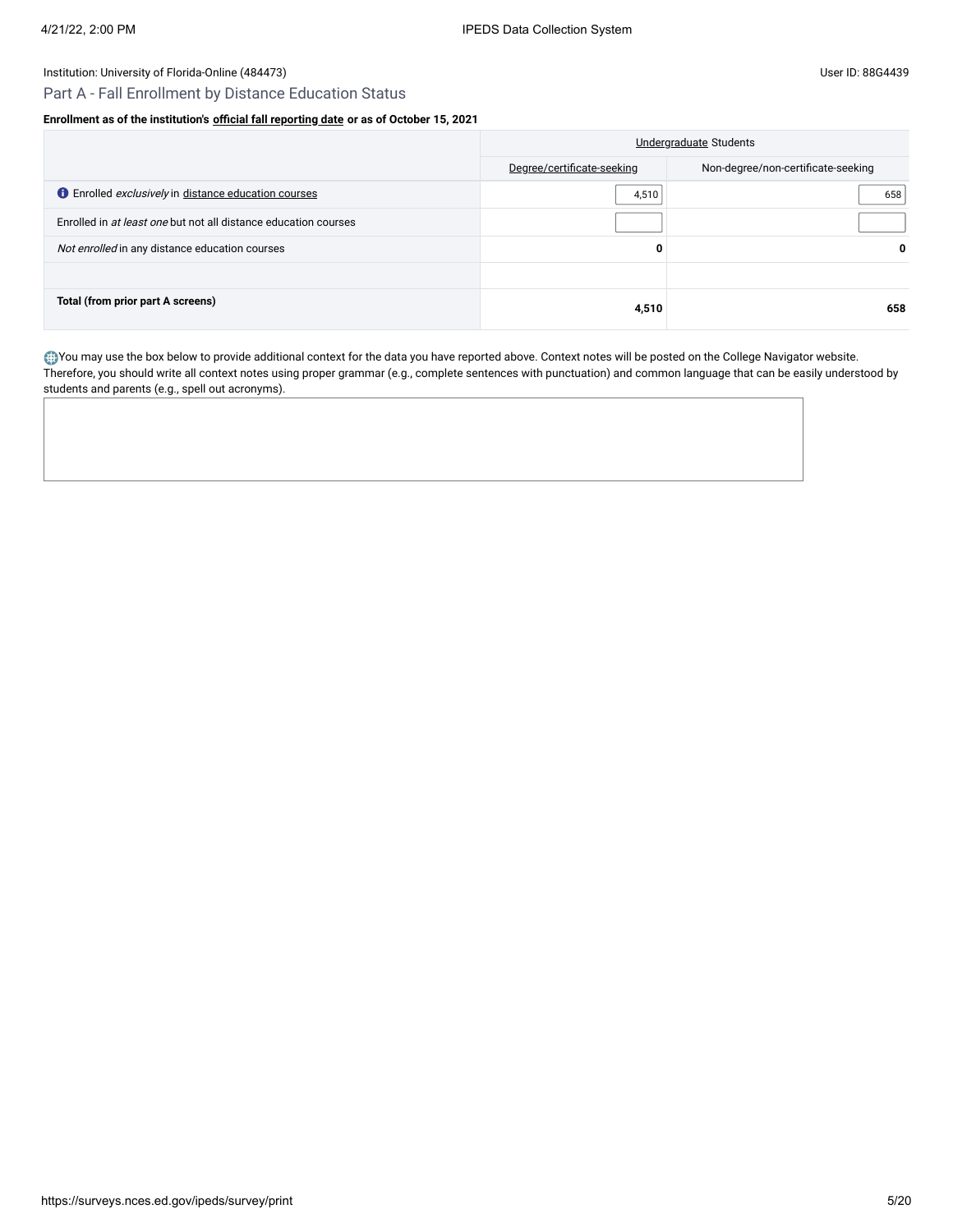Institution: University of Florida-Online (484473)

User ID: 88G4439

## Part A - Fall Enrollment by Distance Education Status

**Enrollment as of the institution's official fall reporting date or as of October 15, 2021**

| | Undergraduate Students | |
|---|---|---|
| | Degree/certificate-seeking | Non-degree/non-certificate-seeking |
| Enrolled *exclusively* in distance education courses | 4,510 | 658 |
| Enrolled in *at least one* but not all distance education courses | | |
| *Not enrolled* in any distance education courses | **0** | **0** |
| | | |
| **Total (from prior part A screens)** | **4,510** | **658** |

You may use the box below to provide additional context for the data you have reported above. Context notes will be posted on the College Navigator website. Therefore, you should write all context notes using proper grammar (e.g., complete sentences with punctuation) and common language that can be easily understood by students and parents (e.g., spell out acronyms).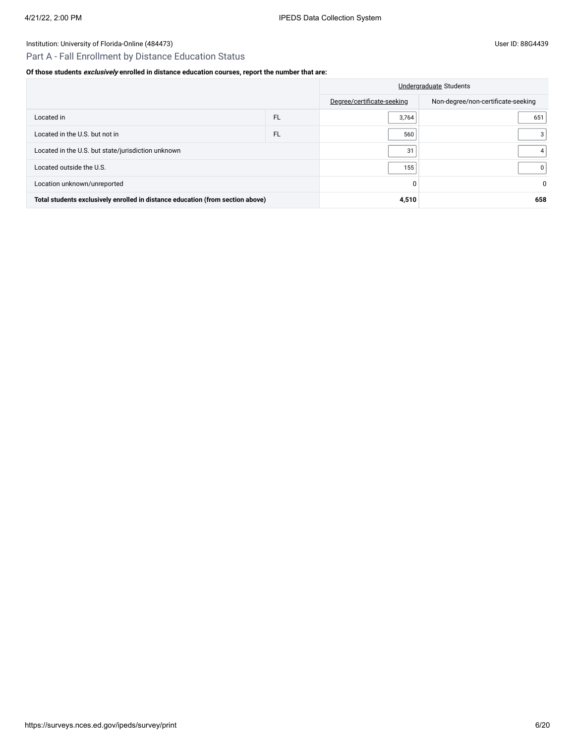Institution: University of Florida-Online (484473)

User ID: 88G4439

## Part A - Fall Enrollment by Distance Education Status

**Of those students *exclusively* enrolled in distance education courses, report the number that are:**

| | | Undergraduate Students | |
|---|---|---|---|
| | | Degree/certificate-seeking | Non-degree/non-certificate-seeking |
| Located in | FL | 3,764 | 651 |
| Located in the U.S. but not in | FL | 560 | 3 |
| Located in the U.S. but state/jurisdiction unknown | | 31 | 4 |
| Located outside the U.S. | | 155 | 0 |
| Location unknown/unreported | | 0 | 0 |
| **Total students exclusively enrolled in distance education (from section above)** | | **4,510** | **658** |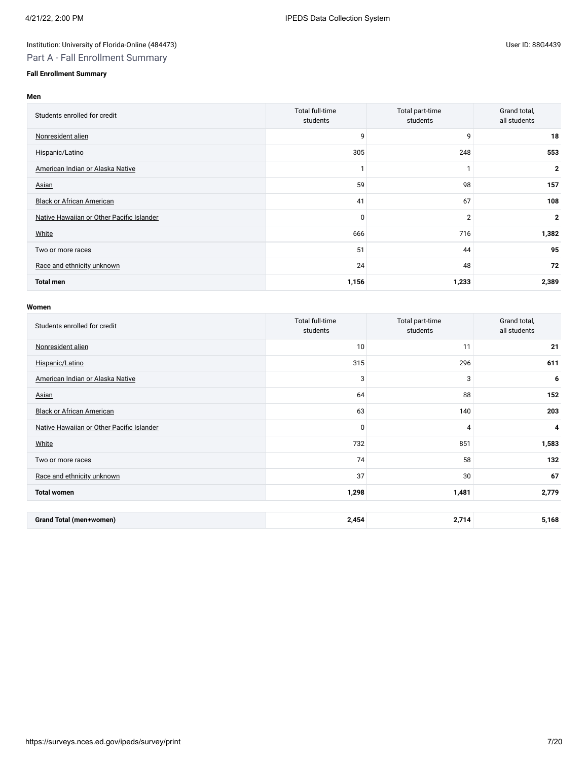Institution: University of Florida-Online (484473)

User ID: 88G4439

## Part A - Fall Enrollment Summary

**Fall Enrollment Summary**

**Men**

| Students enrolled for credit | Total full-time students | Total part-time students | Grand total, all students |
|---|---|---|---|
| Nonresident alien | 9 | 9 | **18** |
| Hispanic/Latino | 305 | 248 | **553** |
| American Indian or Alaska Native | 1 | 1 | **2** |
| Asian | 59 | 98 | **157** |
| Black or African American | 41 | 67 | **108** |
| Native Hawaiian or Other Pacific Islander | 0 | 2 | **2** |
| White | 666 | 716 | **1,382** |
| Two or more races | 51 | 44 | **95** |
| Race and ethnicity unknown | 24 | 48 | **72** |
| **Total men** | **1,156** | **1,233** | **2,389** |

**Women**

| Students enrolled for credit | Total full-time students | Total part-time students | Grand total, all students |
|---|---|---|---|
| Nonresident alien | 10 | 11 | **21** |
| Hispanic/Latino | 315 | 296 | **611** |
| American Indian or Alaska Native | 3 | 3 | **6** |
| Asian | 64 | 88 | **152** |
| Black or African American | 63 | 140 | **203** |
| Native Hawaiian or Other Pacific Islander | 0 | 4 | **4** |
| White | 732 | 851 | **1,583** |
| Two or more races | 74 | 58 | **132** |
| Race and ethnicity unknown | 37 | 30 | **67** |
| **Total women** | **1,298** | **1,481** | **2,779** |

| | | | |
|---|---|---|---|
| **Grand Total (men+women)** | **2,454** | **2,714** | **5,168** |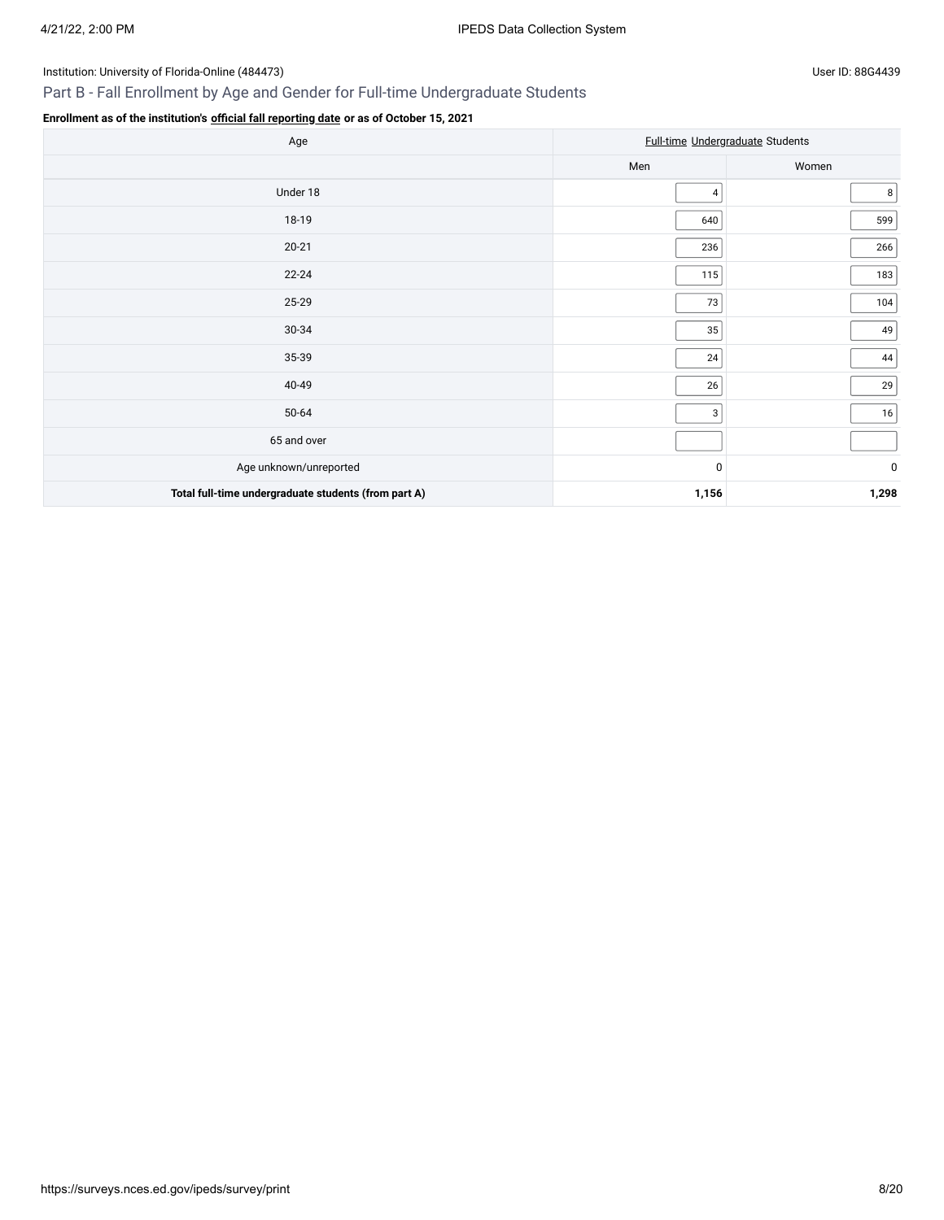Institution: University of Florida-Online (484473)

User ID: 88G4439

## Part B - Fall Enrollment by Age and Gender for Full-time Undergraduate Students

**Enrollment as of the institution's official fall reporting date or as of October 15, 2021**

| Age | Full-time Undergraduate Students | |
|---|---|---|
| | Men | Women |
| Under 18 | 4 | 8 |
| 18-19 | 640 | 599 |
| 20-21 | 236 | 266 |
| 22-24 | 115 | 183 |
| 25-29 | 73 | 104 |
| 30-34 | 35 | 49 |
| 35-39 | 24 | 44 |
| 40-49 | 26 | 29 |
| 50-64 | 3 | 16 |
| 65 and over | | |
| Age unknown/unreported | 0 | 0 |
| **Total full-time undergraduate students (from part A)** | **1,156** | **1,298** |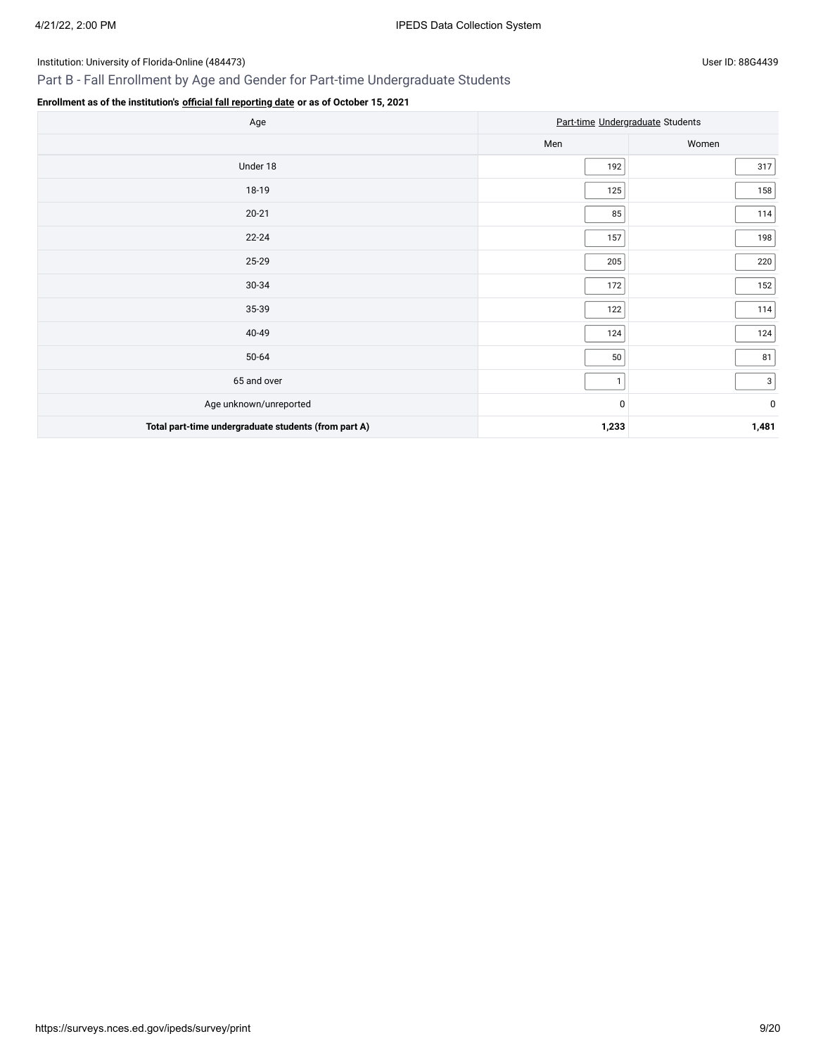Institution: University of Florida-Online (484473)

User ID: 88G4439

## Part B - Fall Enrollment by Age and Gender for Part-time Undergraduate Students

**Enrollment as of the institution's official fall reporting date or as of October 15, 2021**

| Age | Part-time Undergraduate Students | |
|---|---|---|
| | Men | Women |
| Under 18 | 192 | 317 |
| 18-19 | 125 | 158 |
| 20-21 | 85 | 114 |
| 22-24 | 157 | 198 |
| 25-29 | 205 | 220 |
| 30-34 | 172 | 152 |
| 35-39 | 122 | 114 |
| 40-49 | 124 | 124 |
| 50-64 | 50 | 81 |
| 65 and over | 1 | 3 |
| Age unknown/unreported | 0 | 0 |
| **Total part-time undergraduate students (from part A)** | **1,233** | **1,481** |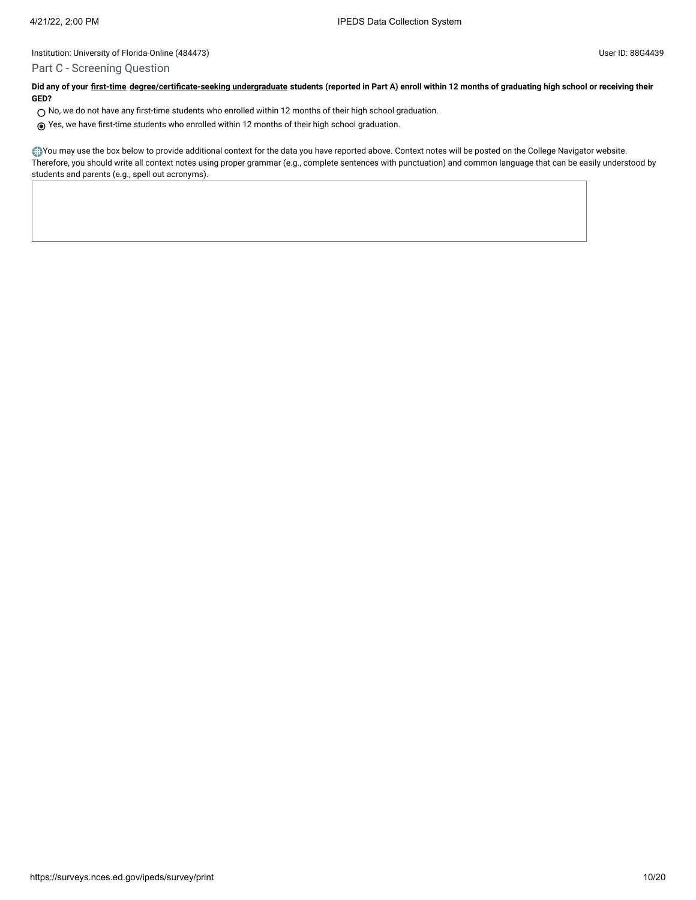Institution: University of Florida-Online (484473)

User ID: 88G4439

## Part C - Screening Question

**Did any of your first-time degree/certificate-seeking undergraduate students (reported in Part A) enroll within 12 months of graduating high school or receiving their GED?**

- ○ No, we do not have any first-time students who enrolled within 12 months of their high school graduation.
- ◉ Yes, we have first-time students who enrolled within 12 months of their high school graduation.

You may use the box below to provide additional context for the data you have reported above. Context notes will be posted on the College Navigator website. Therefore, you should write all context notes using proper grammar (e.g., complete sentences with punctuation) and common language that can be easily understood by students and parents (e.g., spell out acronyms).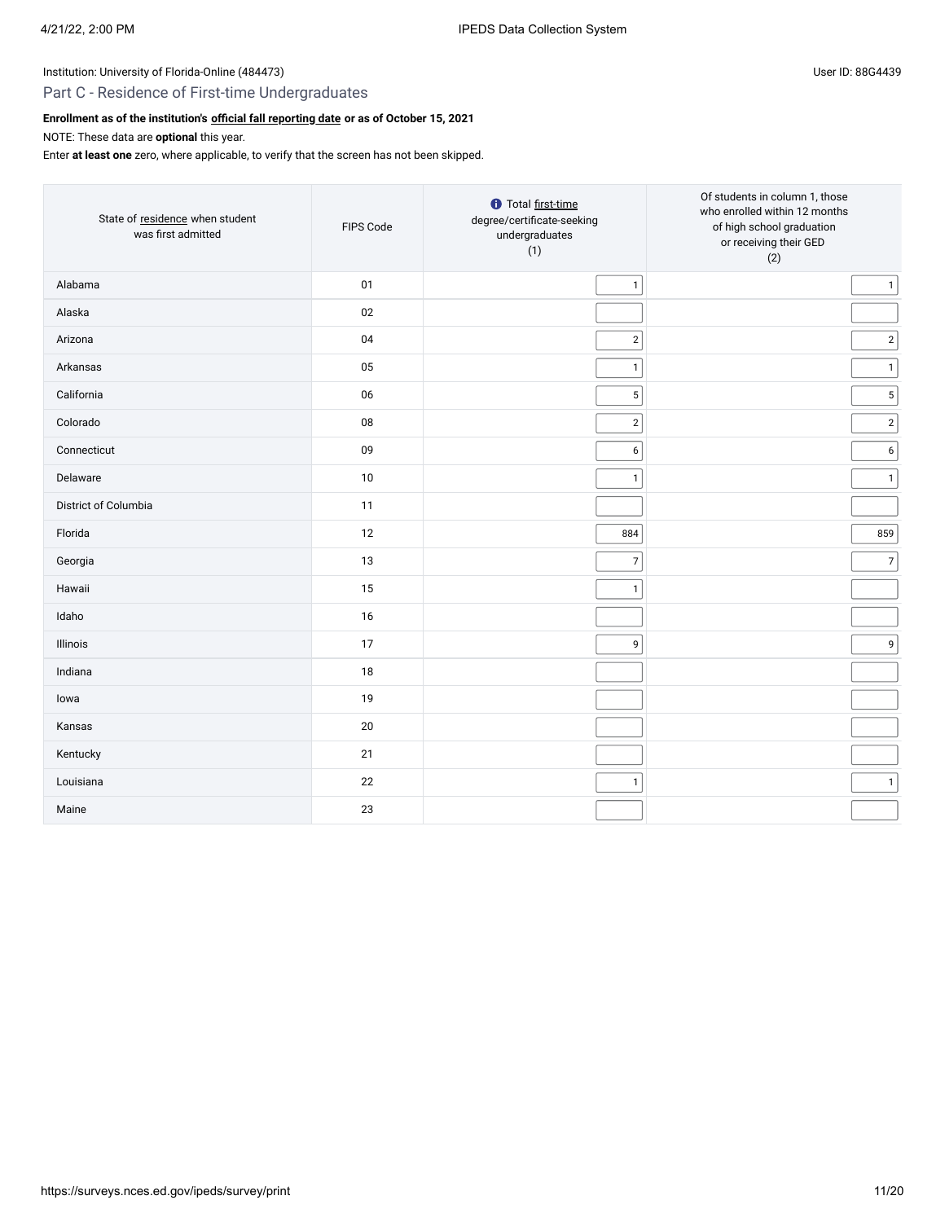Institution: University of Florida-Online (484473)

User ID: 88G4439

## Part C - Residence of First-time Undergraduates

**Enrollment as of the institution's official fall reporting date or as of October 15, 2021**

NOTE: These data are **optional** this year.

Enter **at least one** zero, where applicable, to verify that the screen has not been skipped.

| State of residence when student was first admitted | FIPS Code | Total first-time degree/certificate-seeking undergraduates (1) | Of students in column 1, those who enrolled within 12 months of high school graduation or receiving their GED (2) |
|---|---|---|---|
| Alabama | 01 | 1 | 1 |
| Alaska | 02 | | |
| Arizona | 04 | 2 | 2 |
| Arkansas | 05 | 1 | 1 |
| California | 06 | 5 | 5 |
| Colorado | 08 | 2 | 2 |
| Connecticut | 09 | 6 | 6 |
| Delaware | 10 | 1 | 1 |
| District of Columbia | 11 | | |
| Florida | 12 | 884 | 859 |
| Georgia | 13 | 7 | 7 |
| Hawaii | 15 | 1 | |
| Idaho | 16 | | |
| Illinois | 17 | 9 | 9 |
| Indiana | 18 | | |
| Iowa | 19 | | |
| Kansas | 20 | | |
| Kentucky | 21 | | |
| Louisiana | 22 | 1 | 1 |
| Maine | 23 | | |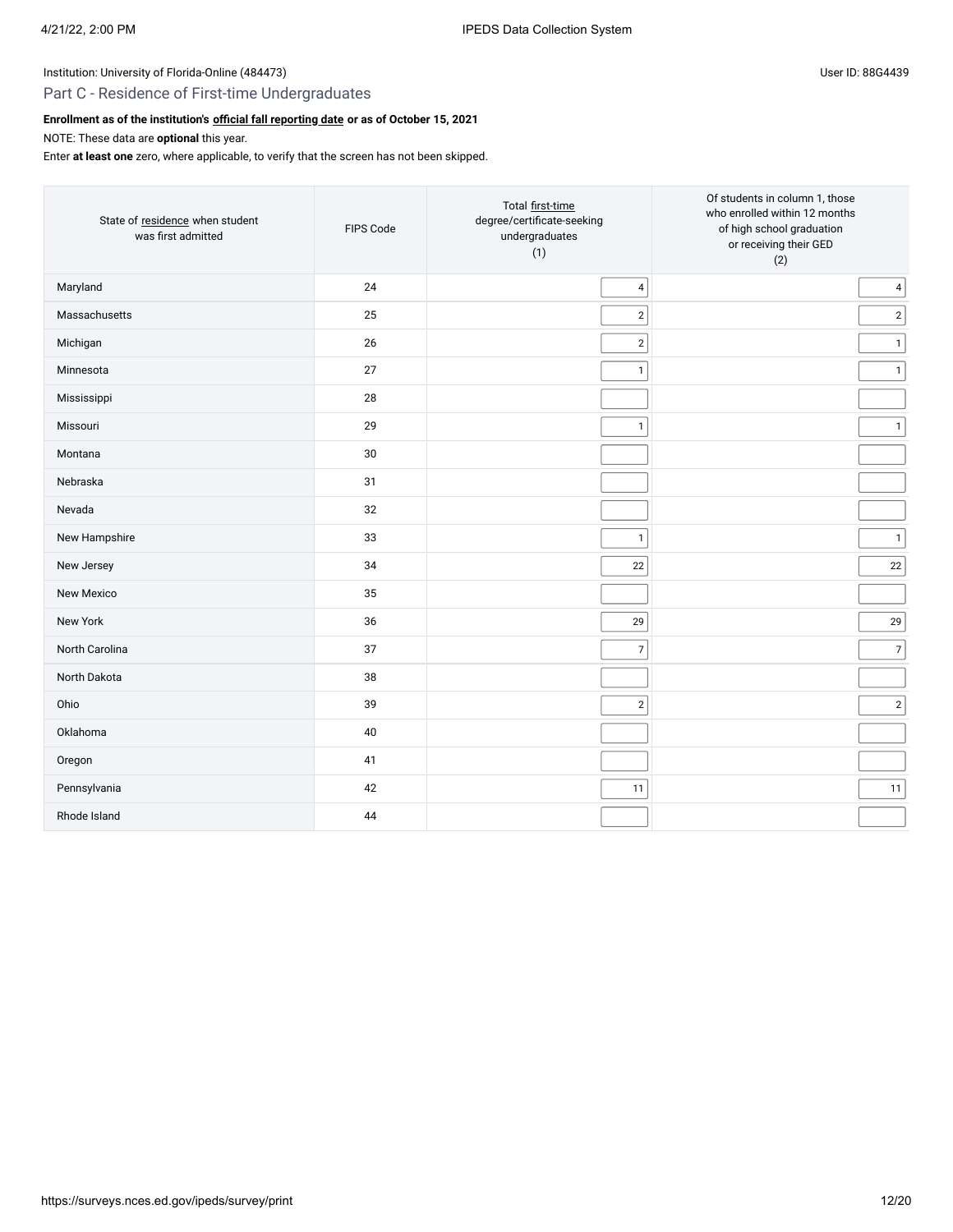Institution: University of Florida-Online (484473)

User ID: 88G4439

## Part C - Residence of First-time Undergraduates

**Enrollment as of the institution's official fall reporting date or as of October 15, 2021**

NOTE: These data are **optional** this year.

Enter **at least one** zero, where applicable, to verify that the screen has not been skipped.

| State of residence when student was first admitted | FIPS Code | Total first-time degree/certificate-seeking undergraduates (1) | Of students in column 1, those who enrolled within 12 months of high school graduation or receiving their GED (2) |
|---|---|---|---|
| Maryland | 24 | 4 | 4 |
| Massachusetts | 25 | 2 | 2 |
| Michigan | 26 | 2 | 1 |
| Minnesota | 27 | 1 | 1 |
| Mississippi | 28 | | |
| Missouri | 29 | 1 | 1 |
| Montana | 30 | | |
| Nebraska | 31 | | |
| Nevada | 32 | | |
| New Hampshire | 33 | 1 | 1 |
| New Jersey | 34 | 22 | 22 |
| New Mexico | 35 | | |
| New York | 36 | 29 | 29 |
| North Carolina | 37 | 7 | 7 |
| North Dakota | 38 | | |
| Ohio | 39 | 2 | 2 |
| Oklahoma | 40 | | |
| Oregon | 41 | | |
| Pennsylvania | 42 | 11 | 11 |
| Rhode Island | 44 | | |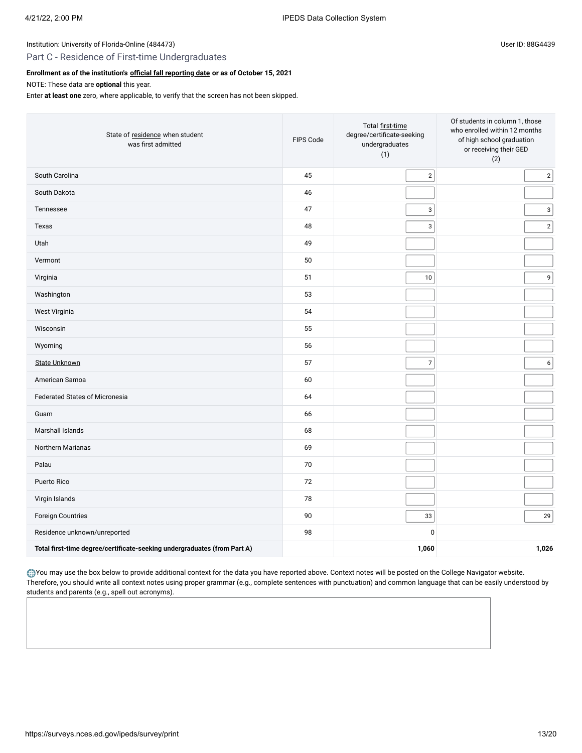Institution: University of Florida-Online (484473)

User ID: 88G4439

## Part C - Residence of First-time Undergraduates

**Enrollment as of the institution's official fall reporting date or as of October 15, 2021**

NOTE: These data are **optional** this year.

Enter **at least one** zero, where applicable, to verify that the screen has not been skipped.

| State of residence when student was first admitted | FIPS Code | Total first-time degree/certificate-seeking undergraduates (1) | Of students in column 1, those who enrolled within 12 months of high school graduation or receiving their GED (2) |
|---|---|---|---|
| South Carolina | 45 | 2 | 2 |
| South Dakota | 46 | | |
| Tennessee | 47 | 3 | 3 |
| Texas | 48 | 3 | 2 |
| Utah | 49 | | |
| Vermont | 50 | | |
| Virginia | 51 | 10 | 9 |
| Washington | 53 | | |
| West Virginia | 54 | | |
| Wisconsin | 55 | | |
| Wyoming | 56 | | |
| State Unknown | 57 | 7 | 6 |
| American Samoa | 60 | | |
| Federated States of Micronesia | 64 | | |
| Guam | 66 | | |
| Marshall Islands | 68 | | |
| Northern Marianas | 69 | | |
| Palau | 70 | | |
| Puerto Rico | 72 | | |
| Virgin Islands | 78 | | |
| Foreign Countries | 90 | 33 | 29 |
| Residence unknown/unreported | 98 | 0 | |
| **Total first-time degree/certificate-seeking undergraduates (from Part A)** | | **1,060** | **1,026** |

You may use the box below to provide additional context for the data you have reported above. Context notes will be posted on the College Navigator website. Therefore, you should write all context notes using proper grammar (e.g., complete sentences with punctuation) and common language that can be easily understood by students and parents (e.g., spell out acronyms).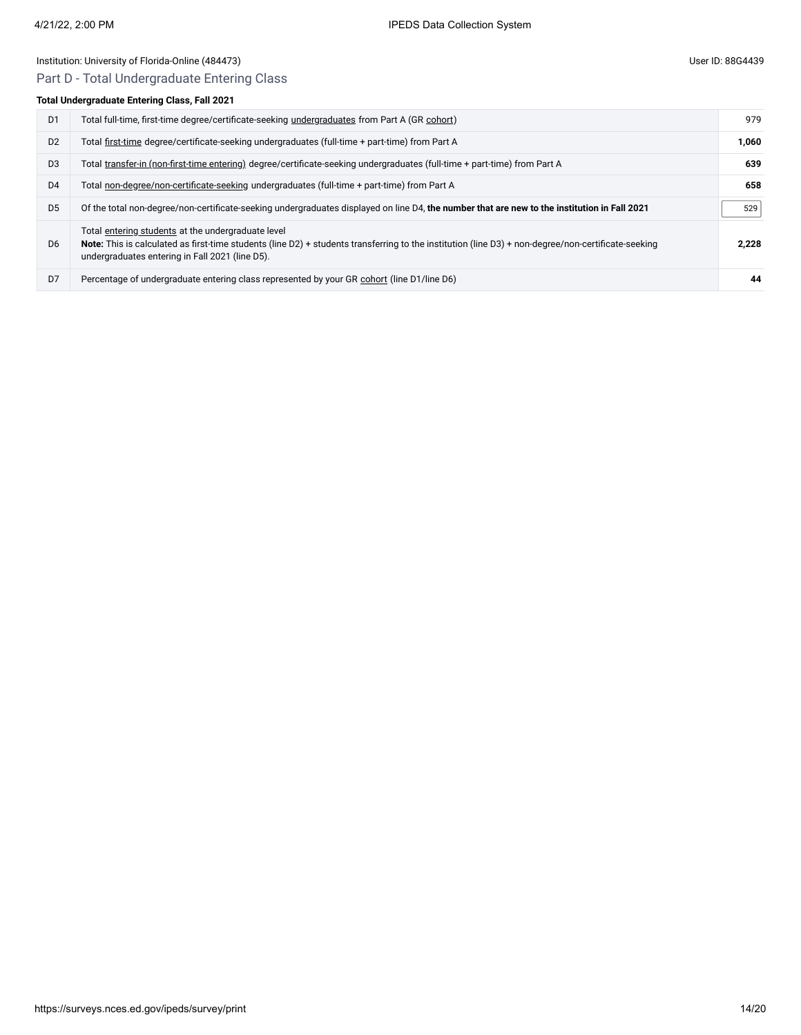Institution: University of Florida-Online (484473)

User ID: 88G4439

## Part D - Total Undergraduate Entering Class

**Total Undergraduate Entering Class, Fall 2021**

| | | |
|---|---|---|
| D1 | Total full-time, first-time degree/certificate-seeking undergraduates from Part A (GR cohort) | 979 |
| D2 | Total first-time degree/certificate-seeking undergraduates (full-time + part-time) from Part A | **1,060** |
| D3 | Total transfer-in (non-first-time entering) degree/certificate-seeking undergraduates (full-time + part-time) from Part A | **639** |
| D4 | Total non-degree/non-certificate-seeking undergraduates (full-time + part-time) from Part A | **658** |
| D5 | Of the total non-degree/non-certificate-seeking undergraduates displayed on line D4, **the number that are new to the institution in Fall 2021** | 529 |
| D6 | Total entering students at the undergraduate level<br>**Note:** This is calculated as first-time students (line D2) + students transferring to the institution (line D3) + non-degree/non-certificate-seeking undergraduates entering in Fall 2021 (line D5). | **2,228** |
| D7 | Percentage of undergraduate entering class represented by your GR cohort (line D1/line D6) | **44** |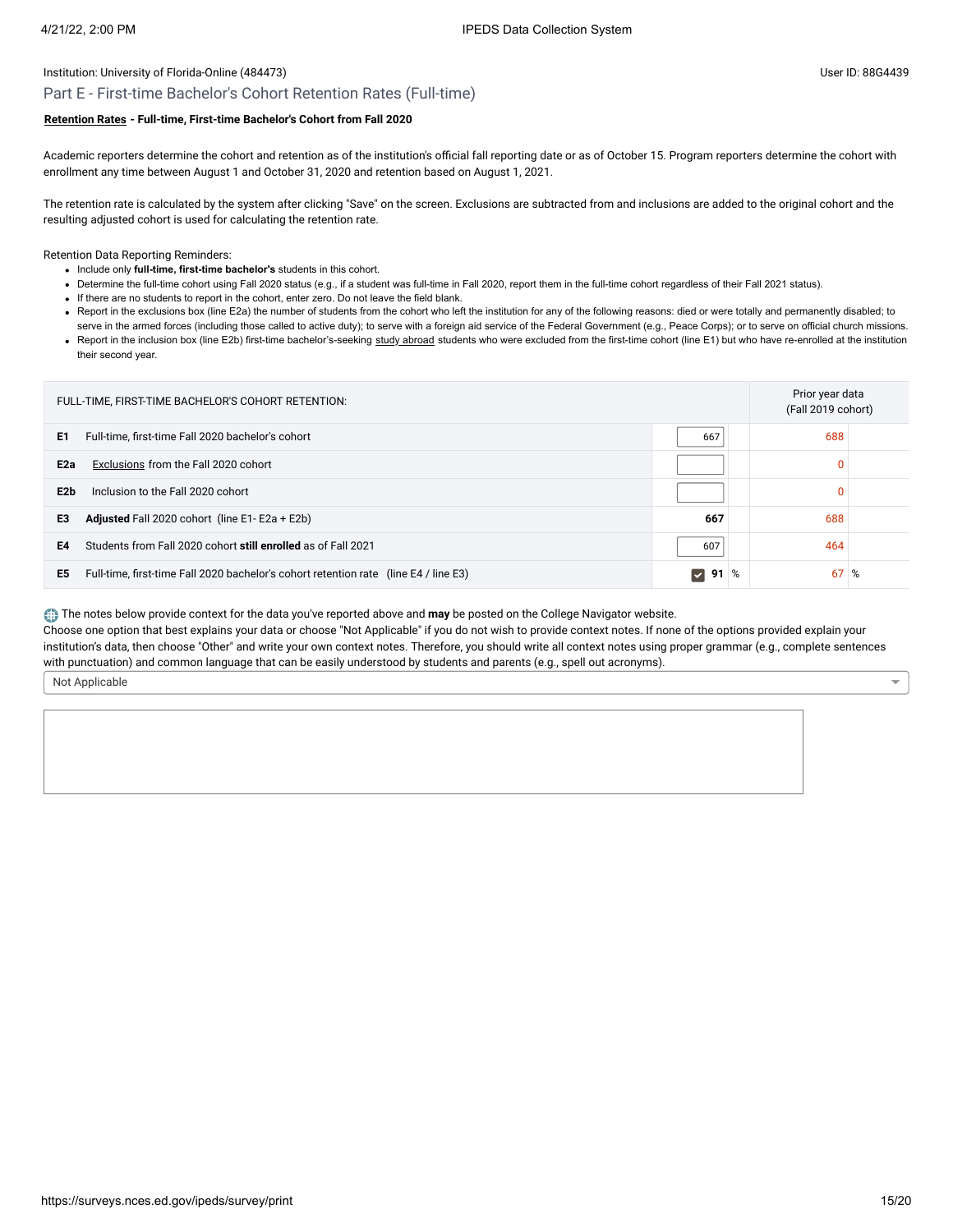Institution: University of Florida-Online (484473)

User ID: 88G4439

## Part E - First-time Bachelor's Cohort Retention Rates (Full-time)

**Retention Rates - Full-time, First-time Bachelor's Cohort from Fall 2020**

Academic reporters determine the cohort and retention as of the institution's official fall reporting date or as of October 15. Program reporters determine the cohort with enrollment any time between August 1 and October 31, 2020 and retention based on August 1, 2021.

The retention rate is calculated by the system after clicking "Save" on the screen. Exclusions are subtracted from and inclusions are added to the original cohort and the resulting adjusted cohort is used for calculating the retention rate.

Retention Data Reporting Reminders:

- Include only **full-time, first-time bachelor's** students in this cohort.
- Determine the full-time cohort using Fall 2020 status (e.g., if a student was full-time in Fall 2020, report them in the full-time cohort regardless of their Fall 2021 status).
- If there are no students to report in the cohort, enter zero. Do not leave the field blank.
- Report in the exclusions box (line E2a) the number of students from the cohort who left the institution for any of the following reasons: died or were totally and permanently disabled; to serve in the armed forces (including those called to active duty); to serve with a foreign aid service of the Federal Government (e.g., Peace Corps); or to serve on official church missions.
- Report in the inclusion box (line E2b) first-time bachelor's-seeking study abroad students who were excluded from the first-time cohort (line E1) but who have re-enrolled at the institution their second year.

| | FULL-TIME, FIRST-TIME BACHELOR'S COHORT RETENTION: | | Prior year data (Fall 2019 cohort) |
|---|---|---|---|
| E1 | Full-time, first-time Fall 2020 bachelor's cohort | 667 | 688 |
| E2a | Exclusions from the Fall 2020 cohort | | 0 |
| E2b | Inclusion to the Fall 2020 cohort | | 0 |
| E3 | **Adjusted** Fall 2020 cohort (line E1- E2a + E2b) | **667** | 688 |
| E4 | Students from Fall 2020 cohort **still enrolled** as of Fall 2021 | 607 | 464 |
| E5 | Full-time, first-time Fall 2020 bachelor's cohort retention rate (line E4 / line E3) | ☑ **91** % | 67 % |

The notes below provide context for the data you've reported above and **may** be posted on the College Navigator website.
Choose one option that best explains your data or choose "Not Applicable" if you do not wish to provide context notes. If none of the options provided explain your institution's data, then choose "Other" and write your own context notes. Therefore, you should write all context notes using proper grammar (e.g., complete sentences with punctuation) and common language that can be easily understood by students and parents (e.g., spell out acronyms).

Not Applicable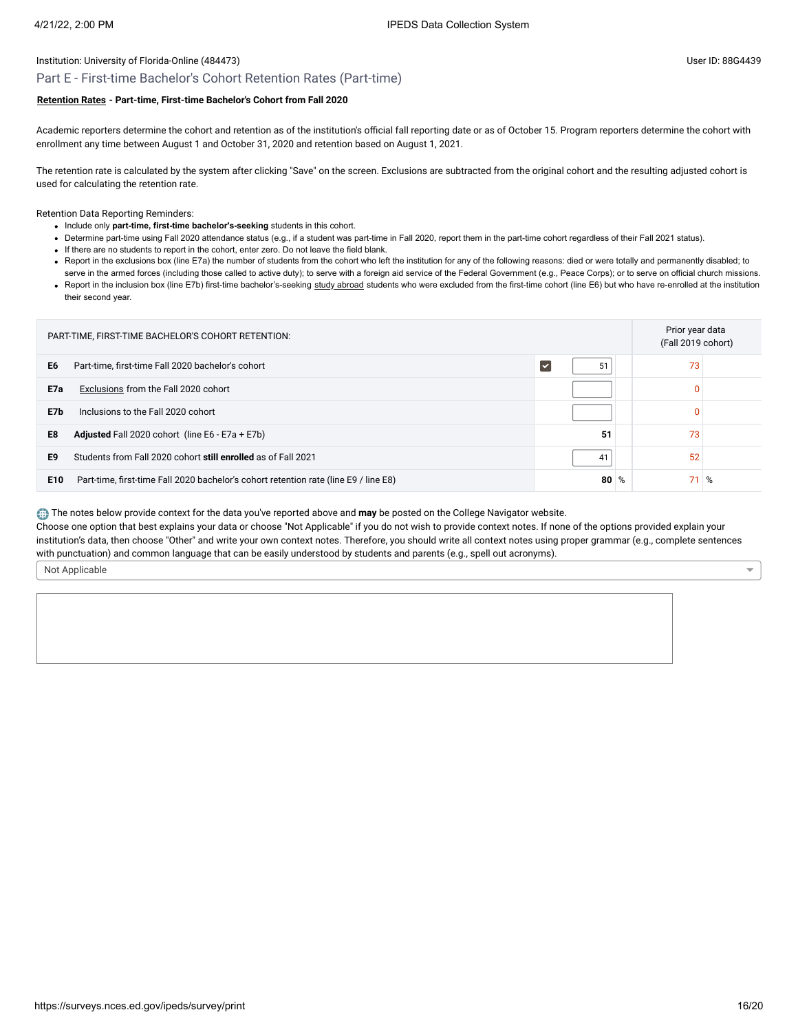Institution: University of Florida-Online (484473)

User ID: 88G4439

## Part E - First-time Bachelor's Cohort Retention Rates (Part-time)

**Retention Rates - Part-time, First-time Bachelor's Cohort from Fall 2020**

Academic reporters determine the cohort and retention as of the institution's official fall reporting date or as of October 15. Program reporters determine the cohort with enrollment any time between August 1 and October 31, 2020 and retention based on August 1, 2021.

The retention rate is calculated by the system after clicking "Save" on the screen. Exclusions are subtracted from the original cohort and the resulting adjusted cohort is used for calculating the retention rate.

Retention Data Reporting Reminders:

- Include only **part-time, first-time bachelor's-seeking** students in this cohort.
- Determine part-time using Fall 2020 attendance status (e.g., if a student was part-time in Fall 2020, report them in the part-time cohort regardless of their Fall 2021 status).
- If there are no students to report in the cohort, enter zero. Do not leave the field blank.
- Report in the exclusions box (line E7a) the number of students from the cohort who left the institution for any of the following reasons: died or were totally and permanently disabled; to serve in the armed forces (including those called to active duty); to serve with a foreign aid service of the Federal Government (e.g., Peace Corps); or to serve on official church missions.
- Report in the inclusion box (line E7b) first-time bachelor's-seeking study abroad students who were excluded from the first-time cohort (line E6) but who have re-enrolled at the institution their second year.

| | PART-TIME, FIRST-TIME BACHELOR'S COHORT RETENTION: | | Prior year data (Fall 2019 cohort) |
|---|---|---|---|
| E6 | Part-time, first-time Fall 2020 bachelor's cohort | 51 | 73 |
| E7a | Exclusions from the Fall 2020 cohort | | 0 |
| E7b | Inclusions to the Fall 2020 cohort | | 0 |
| E8 | **Adjusted** Fall 2020 cohort (line E6 - E7a + E7b) | **51** | 73 |
| E9 | Students from Fall 2020 cohort **still enrolled** as of Fall 2021 | 41 | 52 |
| E10 | Part-time, first-time Fall 2020 bachelor's cohort retention rate (line E9 / line E8) | **80** % | 71 % |

The notes below provide context for the data you've reported above and **may** be posted on the College Navigator website.
Choose one option that best explains your data or choose "Not Applicable" if you do not wish to provide context notes. If none of the options provided explain your institution's data, then choose "Other" and write your own context notes. Therefore, you should write all context notes using proper grammar (e.g., complete sentences with punctuation) and common language that can be easily understood by students and parents (e.g., spell out acronyms).

Not Applicable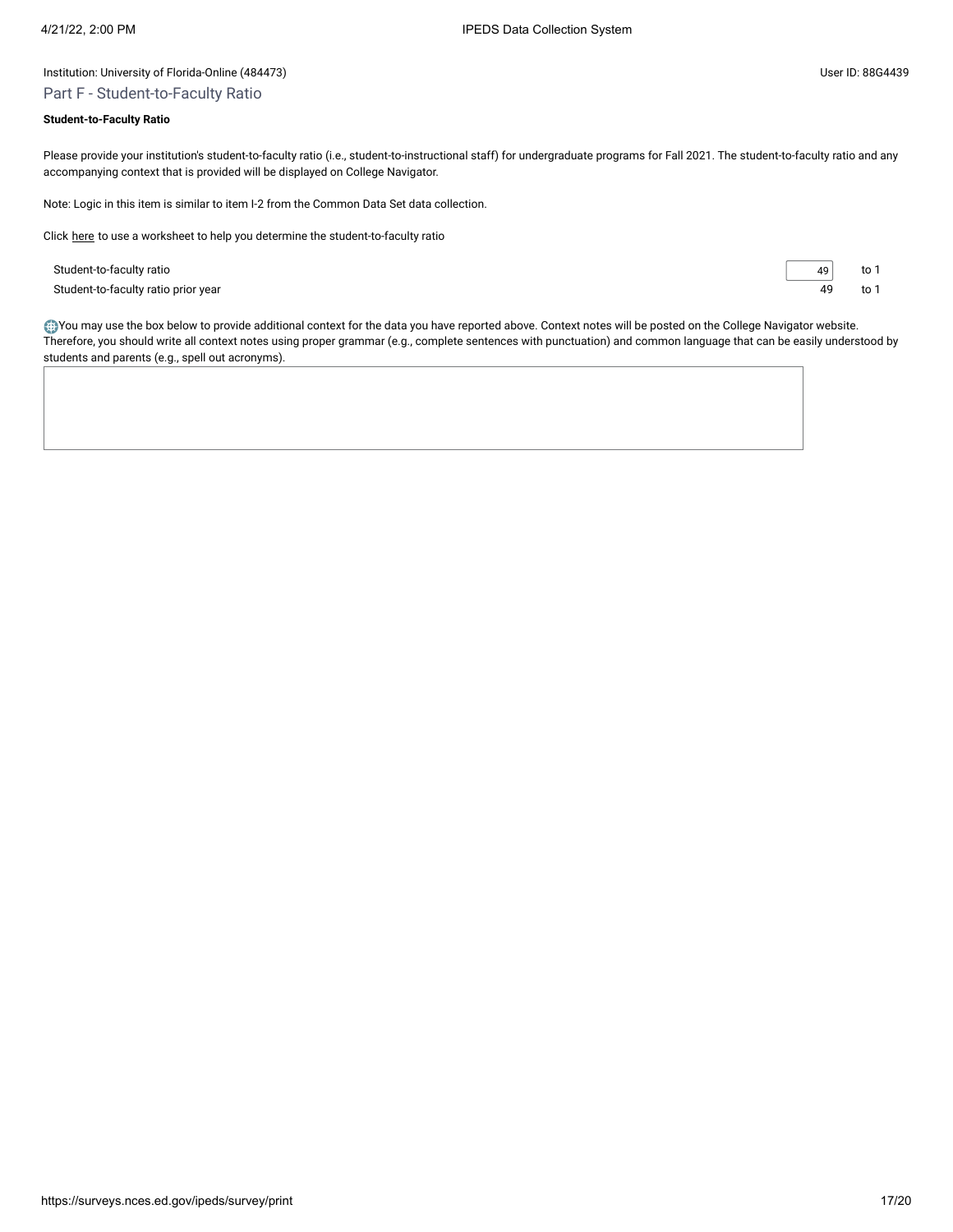Institution: University of Florida-Online (484473)

User ID: 88G4439

## Part F - Student-to-Faculty Ratio

**Student-to-Faculty Ratio**

Please provide your institution's student-to-faculty ratio (i.e., student-to-instructional staff) for undergraduate programs for Fall 2021. The student-to-faculty ratio and any accompanying context that is provided will be displayed on College Navigator.

Note: Logic in this item is similar to item I-2 from the Common Data Set data collection.

Click here to use a worksheet to help you determine the student-to-faculty ratio

| | | |
|---|---|---|
| Student-to-faculty ratio | 49 | to 1 |
| Student-to-faculty ratio prior year | 49 | to 1 |

You may use the box below to provide additional context for the data you have reported above. Context notes will be posted on the College Navigator website. Therefore, you should write all context notes using proper grammar (e.g., complete sentences with punctuation) and common language that can be easily understood by students and parents (e.g., spell out acronyms).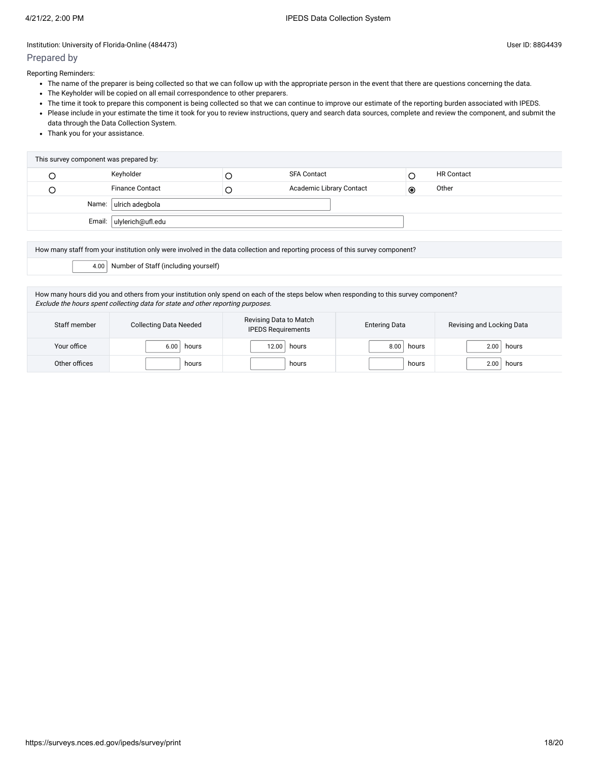Institution: University of Florida-Online (484473)

User ID: 88G4439

## Prepared by

Reporting Reminders:

- The name of the preparer is being collected so that we can follow up with the appropriate person in the event that there are questions concerning the data.
- The Keyholder will be copied on all email correspondence to other preparers.
- The time it took to prepare this component is being collected so that we can continue to improve our estimate of the reporting burden associated with IPEDS.
- Please include in your estimate the time it took for you to review instructions, query and search data sources, complete and review the component, and submit the data through the Data Collection System.
- Thank you for your assistance.

| This survey component was prepared by: | | | | | |
|---|---|---|---|---|---|
| ○ | Keyholder | ○ | SFA Contact | ○ | HR Contact |
| ○ | Finance Contact | ○ | Academic Library Contact | ◉ | Other |
| Name: | ulrich adegbola | | | | |
| Email: | ulylerich@ufl.edu | | | | |

How many staff from your institution only were involved in the data collection and reporting process of this survey component?

4.00 Number of Staff (including yourself)

How many hours did you and others from your institution only spend on each of the steps below when responding to this survey component?
*Exclude the hours spent collecting data for state and other reporting purposes.*

| Staff member | Collecting Data Needed | Revising Data to Match IPEDS Requirements | Entering Data | Revising and Locking Data |
|---|---|---|---|---|
| Your office | 6.00 hours | 12.00 hours | 8.00 hours | 2.00 hours |
| Other offices | hours | hours | hours | 2.00 hours |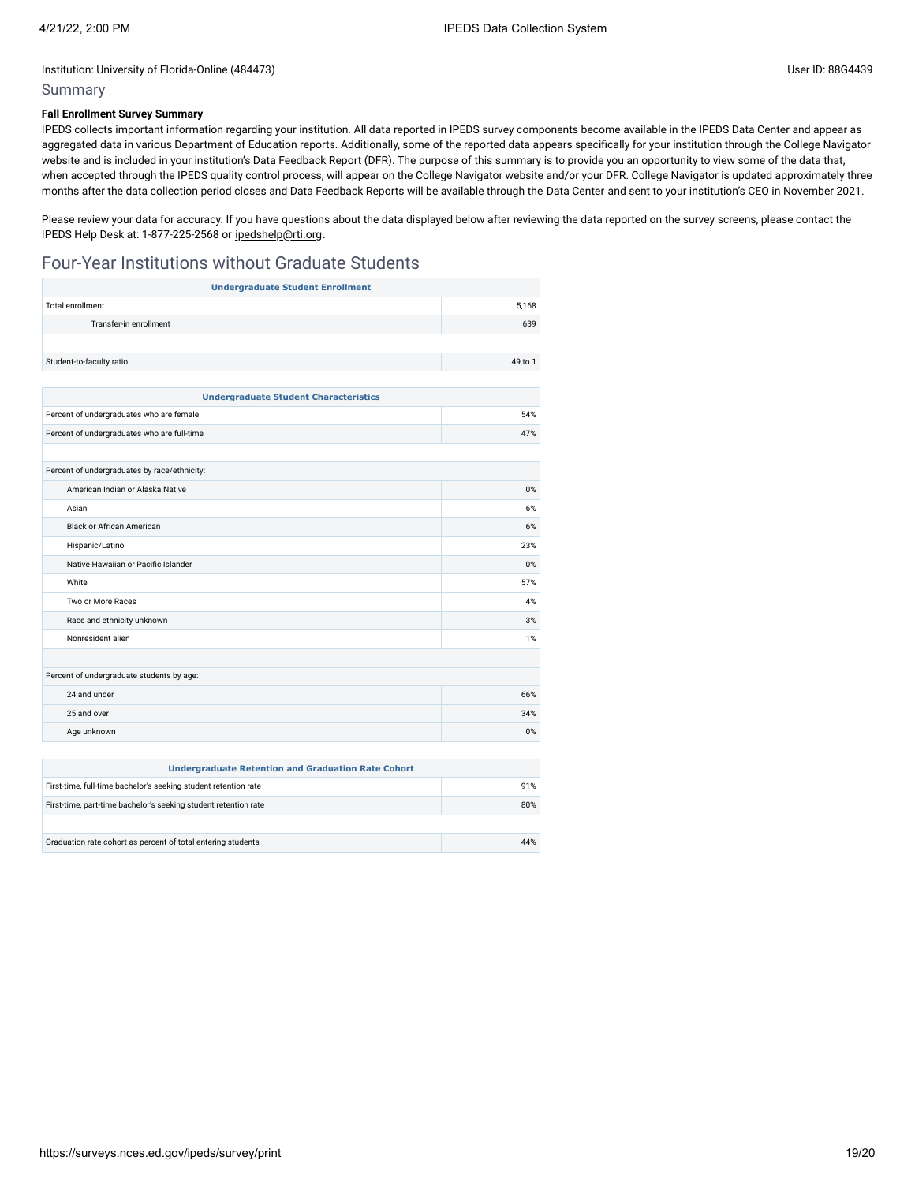Institution: University of Florida-Online (484473)

User ID: 88G4439

## Summary

**Fall Enrollment Survey Summary**

IPEDS collects important information regarding your institution. All data reported in IPEDS survey components become available in the IPEDS Data Center and appear as aggregated data in various Department of Education reports. Additionally, some of the reported data appears specifically for your institution through the College Navigator website and is included in your institution's Data Feedback Report (DFR). The purpose of this summary is to provide you an opportunity to view some of the data that, when accepted through the IPEDS quality control process, will appear on the College Navigator website and/or your DFR. College Navigator is updated approximately three months after the data collection period closes and Data Feedback Reports will be available through the Data Center and sent to your institution's CEO in November 2021.

Please review your data for accuracy. If you have questions about the data displayed below after reviewing the data reported on the survey screens, please contact the IPEDS Help Desk at: 1-877-225-2568 or ipedshelp@rti.org.

## Four-Year Institutions without Graduate Students

| Undergraduate Student Enrollment | |
|---|---|
| Total enrollment | 5,168 |
| Transfer-in enrollment | 639 |
| | |
| Student-to-faculty ratio | 49 to 1 |

| Undergraduate Student Characteristics | |
|---|---|
| Percent of undergraduates who are female | 54% |
| Percent of undergraduates who are full-time | 47% |
| | |
| Percent of undergraduates by race/ethnicity: | |
| American Indian or Alaska Native | 0% |
| Asian | 6% |
| Black or African American | 6% |
| Hispanic/Latino | 23% |
| Native Hawaiian or Pacific Islander | 0% |
| White | 57% |
| Two or More Races | 4% |
| Race and ethnicity unknown | 3% |
| Nonresident alien | 1% |
| | |
| Percent of undergraduate students by age: | |
| 24 and under | 66% |
| 25 and over | 34% |
| Age unknown | 0% |

| Undergraduate Retention and Graduation Rate Cohort | |
|---|---|
| First-time, full-time bachelor's seeking student retention rate | 91% |
| First-time, part-time bachelor's seeking student retention rate | 80% |
| | |
| Graduation rate cohort as percent of total entering students | 44% |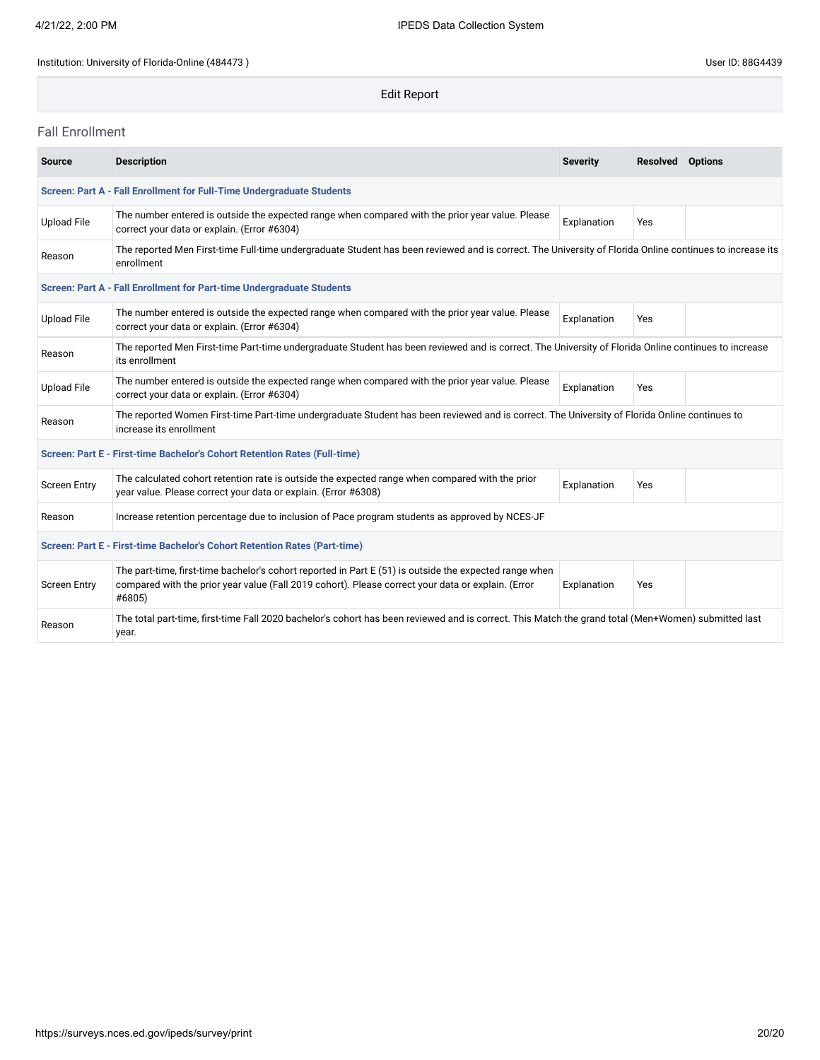Institution: University of Florida-Online (484473 )

User ID: 88G4439

Edit Report

## Fall Enrollment

| Source | Description | Severity | Resolved | Options |
|---|---|---|---|---|
| **Screen: Part A - Fall Enrollment for Full-Time Undergraduate Students** | | | | |
| Upload File | The number entered is outside the expected range when compared with the prior year value. Please correct your data or explain. (Error #6304) | Explanation | Yes | |
| Reason | The reported Men First-time Full-time undergraduate Student has been reviewed and is correct. The University of Florida Online continues to increase its enrollment | | | |
| **Screen: Part A - Fall Enrollment for Part-time Undergraduate Students** | | | | |
| Upload File | The number entered is outside the expected range when compared with the prior year value. Please correct your data or explain. (Error #6304) | Explanation | Yes | |
| Reason | The reported Men First-time Part-time undergraduate Student has been reviewed and is correct. The University of Florida Online continues to increase its enrollment | | | |
| Upload File | The number entered is outside the expected range when compared with the prior year value. Please correct your data or explain. (Error #6304) | Explanation | Yes | |
| Reason | The reported Women First-time Part-time undergraduate Student has been reviewed and is correct. The University of Florida Online continues to increase its enrollment | | | |
| **Screen: Part E - First-time Bachelor's Cohort Retention Rates (Full-time)** | | | | |
| Screen Entry | The calculated cohort retention rate is outside the expected range when compared with the prior year value. Please correct your data or explain. (Error #6308) | Explanation | Yes | |
| Reason | Increase retention percentage due to inclusion of Pace program students as approved by NCES-JF | | | |
| **Screen: Part E - First-time Bachelor's Cohort Retention Rates (Part-time)** | | | | |
| Screen Entry | The part-time, first-time bachelor's cohort reported in Part E (51) is outside the expected range when compared with the prior year value (Fall 2019 cohort). Please correct your data or explain. (Error #6805) | Explanation | Yes | |
| Reason | The total part-time, first-time Fall 2020 bachelor's cohort has been reviewed and is correct. This Match the grand total (Men+Women) submitted last year. | | | |